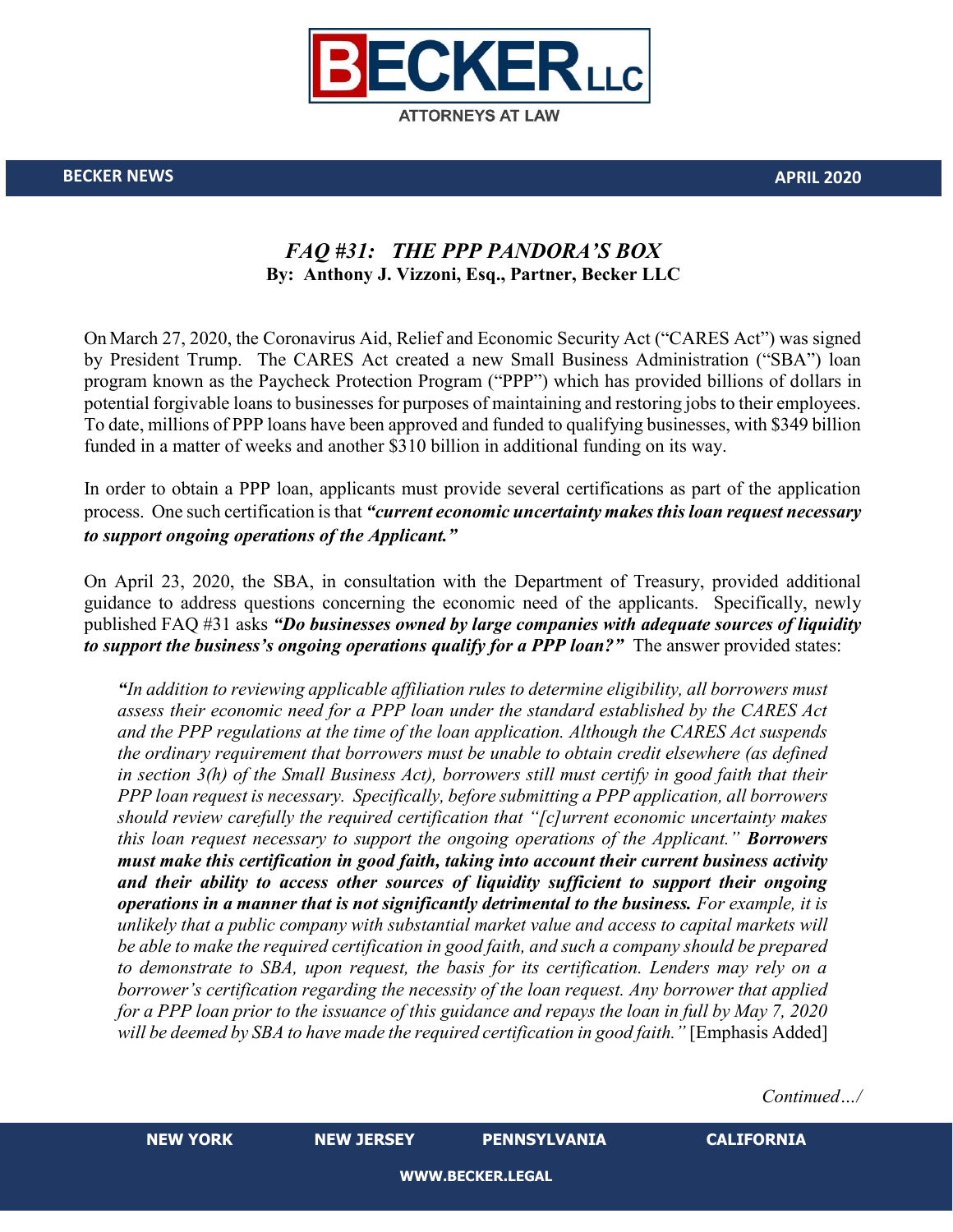BECKER LLC
ATTORNEYS AT LAW

**BECKER NEWS** **APRIL 2020**

# *FAQ #31: THE PPP PANDORA'S BOX*

**By: Anthony J. Vizzoni, Esq., Partner, Becker LLC**

On March 27, 2020, the Coronavirus Aid, Relief and Economic Security Act ("CARES Act") was signed by President Trump. The CARES Act created a new Small Business Administration ("SBA") loan program known as the Paycheck Protection Program ("PPP") which has provided billions of dollars in potential forgivable loans to businesses for purposes of maintaining and restoring jobs to their employees. To date, millions of PPP loans have been approved and funded to qualifying businesses, with $349 billion funded in a matter of weeks and another $310 billion in additional funding on its way.

In order to obtain a PPP loan, applicants must provide several certifications as part of the application process. One such certification is that ***"current economic uncertainty makes this loan request necessary to support ongoing operations of the Applicant."***

On April 23, 2020, the SBA, in consultation with the Department of Treasury, provided additional guidance to address questions concerning the economic need of the applicants. Specifically, newly published FAQ #31 asks ***"Do businesses owned by large companies with adequate sources of liquidity to support the business's ongoing operations qualify for a PPP loan?"*** The answer provided states:

> *"In addition to reviewing applicable affiliation rules to determine eligibility, all borrowers must assess their economic need for a PPP loan under the standard established by the CARES Act and the PPP regulations at the time of the loan application. Although the CARES Act suspends the ordinary requirement that borrowers must be unable to obtain credit elsewhere (as defined in section 3(h) of the Small Business Act), borrowers still must certify in good faith that their PPP loan request is necessary. Specifically, before submitting a PPP application, all borrowers should review carefully the required certification that "[c]urrent economic uncertainty makes this loan request necessary to support the ongoing operations of the Applicant."* ***Borrowers must make this certification in good faith, taking into account their current business activity and their ability to access other sources of liquidity sufficient to support their ongoing operations in a manner that is not significantly detrimental to the business.*** *For example, it is unlikely that a public company with substantial market value and access to capital markets will be able to make the required certification in good faith, and such a company should be prepared to demonstrate to SBA, upon request, the basis for its certification. Lenders may rely on a borrower's certification regarding the necessity of the loan request. Any borrower that applied for a PPP loan prior to the issuance of this guidance and repays the loan in full by May 7, 2020 will be deemed by SBA to have made the required certification in good faith."* [Emphasis Added]

*Continued…/*

NEW YORK NEW JERSEY PENNSYLVANIA CALIFORNIA

WWW.BECKER.LEGAL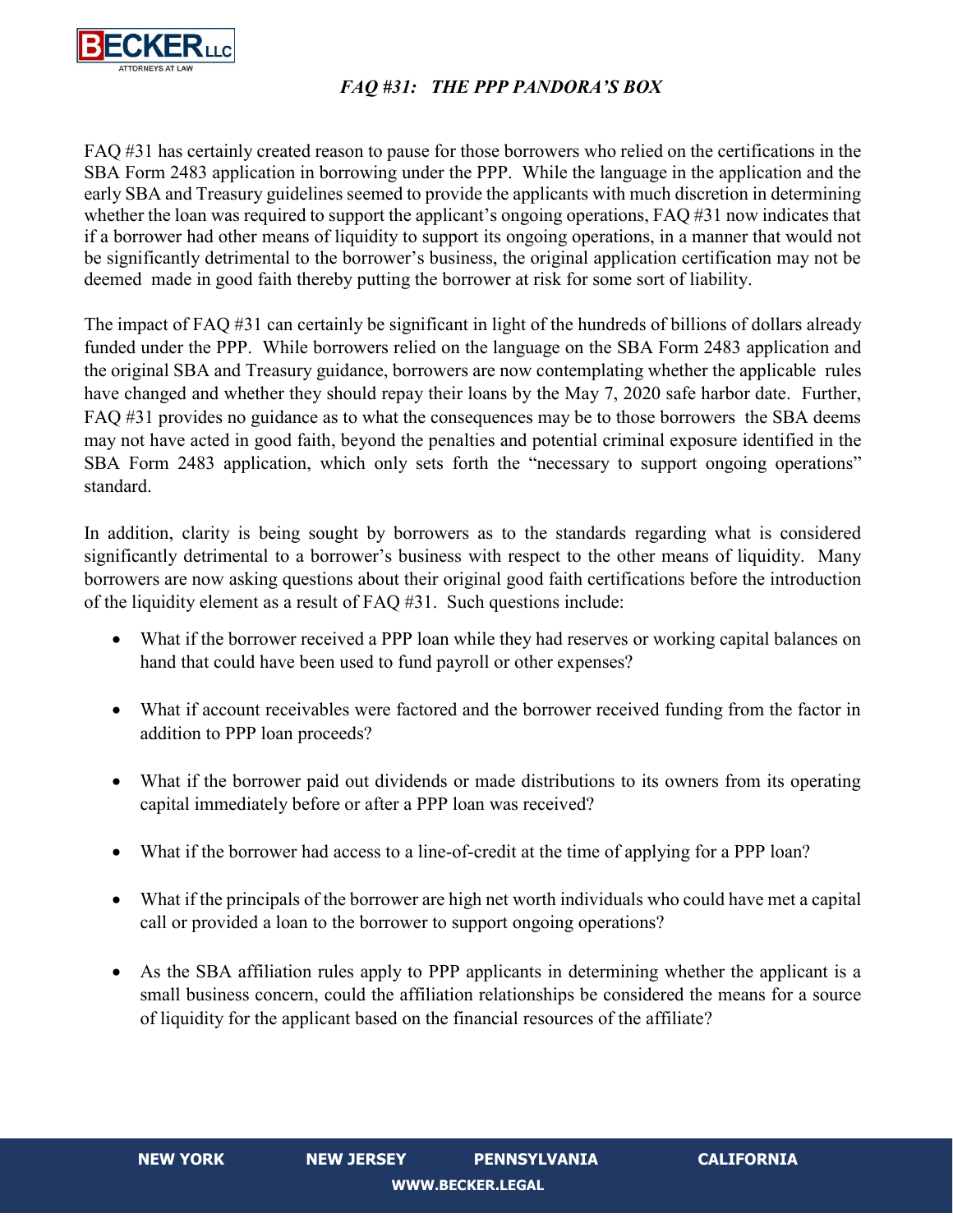## *FAQ #31: THE PPP PANDORA'S BOX*

FAQ #31 has certainly created reason to pause for those borrowers who relied on the certifications in the SBA Form 2483 application in borrowing under the PPP. While the language in the application and the early SBA and Treasury guidelines seemed to provide the applicants with much discretion in determining whether the loan was required to support the applicant's ongoing operations, FAQ #31 now indicates that if a borrower had other means of liquidity to support its ongoing operations, in a manner that would not be significantly detrimental to the borrower's business, the original application certification may not be deemed made in good faith thereby putting the borrower at risk for some sort of liability.

The impact of FAQ #31 can certainly be significant in light of the hundreds of billions of dollars already funded under the PPP. While borrowers relied on the language on the SBA Form 2483 application and the original SBA and Treasury guidance, borrowers are now contemplating whether the applicable rules have changed and whether they should repay their loans by the May 7, 2020 safe harbor date. Further, FAQ #31 provides no guidance as to what the consequences may be to those borrowers the SBA deems may not have acted in good faith, beyond the penalties and potential criminal exposure identified in the SBA Form 2483 application, which only sets forth the "necessary to support ongoing operations" standard.

In addition, clarity is being sought by borrowers as to the standards regarding what is considered significantly detrimental to a borrower's business with respect to the other means of liquidity. Many borrowers are now asking questions about their original good faith certifications before the introduction of the liquidity element as a result of FAQ #31. Such questions include:

- What if the borrower received a PPP loan while they had reserves or working capital balances on hand that could have been used to fund payroll or other expenses?
- What if account receivables were factored and the borrower received funding from the factor in addition to PPP loan proceeds?
- What if the borrower paid out dividends or made distributions to its owners from its operating capital immediately before or after a PPP loan was received?
- What if the borrower had access to a line-of-credit at the time of applying for a PPP loan?
- What if the principals of the borrower are high net worth individuals who could have met a capital call or provided a loan to the borrower to support ongoing operations?
- As the SBA affiliation rules apply to PPP applicants in determining whether the applicant is a small business concern, could the affiliation relationships be considered the means for a source of liquidity for the applicant based on the financial resources of the affiliate?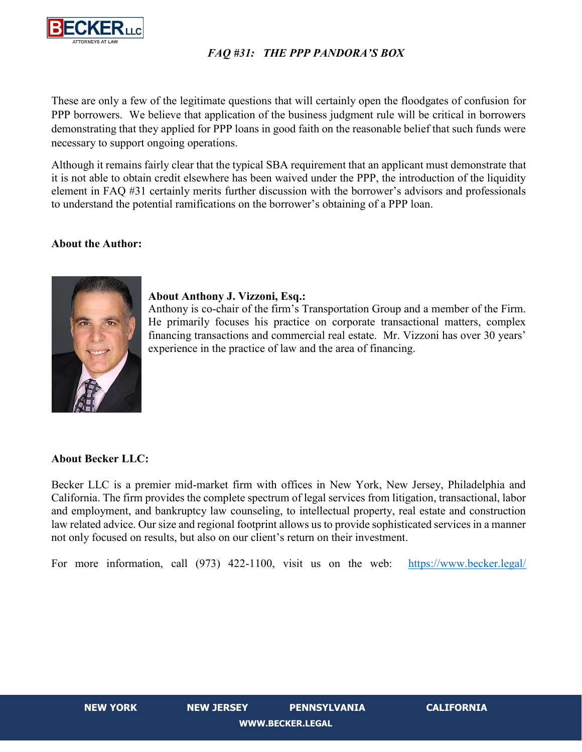These are only a few of the legitimate questions that will certainly open the floodgates of confusion for PPP borrowers. We believe that application of the business judgment rule will be critical in borrowers demonstrating that they applied for PPP loans in good faith on the reasonable belief that such funds were necessary to support ongoing operations.

Although it remains fairly clear that the typical SBA requirement that an applicant must demonstrate that it is not able to obtain credit elsewhere has been waived under the PPP, the introduction of the liquidity element in FAQ #31 certainly merits further discussion with the borrower's advisors and professionals to understand the potential ramifications on the borrower's obtaining of a PPP loan.

**About the Author:**

**About Anthony J. Vizzoni, Esq.:**
Anthony is co-chair of the firm's Transportation Group and a member of the Firm. He primarily focuses his practice on corporate transactional matters, complex financing transactions and commercial real estate. Mr. Vizzoni has over 30 years' experience in the practice of law and the area of financing.

**About Becker LLC:**

Becker LLC is a premier mid-market firm with offices in New York, New Jersey, Philadelphia and California. The firm provides the complete spectrum of legal services from litigation, transactional, labor and employment, and bankruptcy law counseling, to intellectual property, real estate and construction law related advice. Our size and regional footprint allows us to provide sophisticated services in a manner not only focused on results, but also on our client's return on their investment.

For more information, call (973) 422-1100, visit us on the web: https://www.becker.legal/